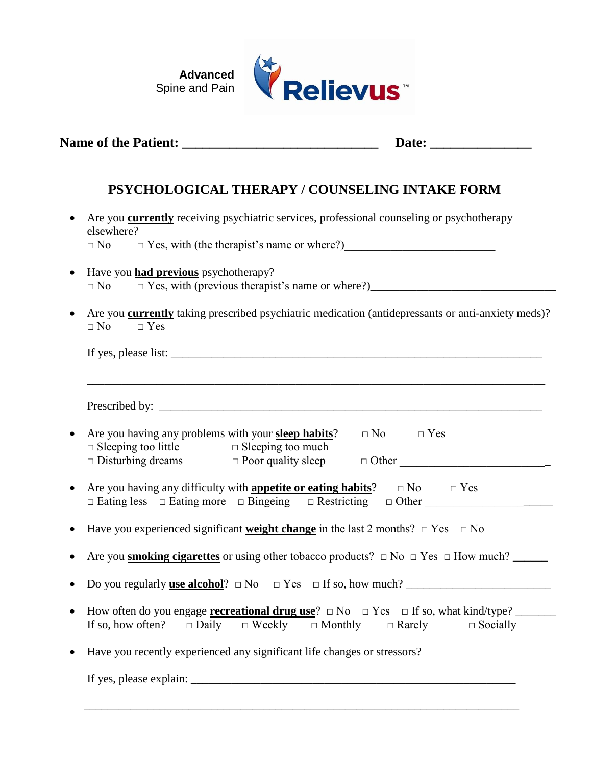Advanced Spine and Pain

Relievus™

**Name of the Patient: ______________________________ Date: _______________**

## PSYCHOLOGICAL THERAPY / COUNSELING INTAKE FORM

- Are you **currently** receiving psychiatric services, professional counseling or psychotherapy elsewhere?
  □ No □ Yes, with (the therapist's name or where?)__________________________

- Have you **had previous** psychotherapy?
  □ No □ Yes, with (previous therapist's name or where?)________________________________

- Are you **currently** taking prescribed psychiatric medication (antidepressants or anti-anxiety meds)?
  □ No □ Yes

  If yes, please list: _________________________________________________________________

  ________________________________________________________________________________

  Prescribed by: ___________________________________________________________________

- Are you having any problems with your **sleep habits**? □ No □ Yes
  □ Sleeping too little □ Sleeping too much
  □ Disturbing dreams □ Poor quality sleep □ Other __________________________

- Are you having any difficulty with **appetite or eating habits**? □ No □ Yes
  □ Eating less □ Eating more □ Bingeing □ Restricting □ Other ______________________

- Have you experienced significant **weight change** in the last 2 months? □ Yes □ No

- Are you **smoking cigarettes** or using other tobacco products? □ No □ Yes □ How much? ______

- Do you regularly **use alcohol**? □ No □ Yes □ If so, how much? _________________________

- How often do you engage **recreational drug use**? □ No □ Yes □ If so, what kind/type? _______
  If so, how often? □ Daily □ Weekly □ Monthly □ Rarely □ Socially

- Have you recently experienced any significant life changes or stressors?

  If yes, please explain: ________________________________________________________

  ________________________________________________________________________________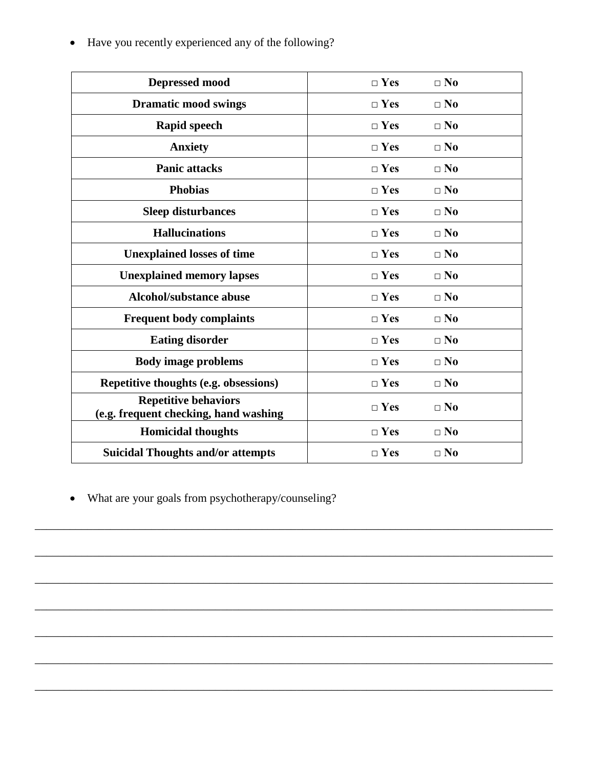- Have you recently experienced any of the following?

| | |
|---|---|
| **Depressed mood** | □ **Yes** □ **No** |
| **Dramatic mood swings** | □ **Yes** □ **No** |
| **Rapid speech** | □ **Yes** □ **No** |
| **Anxiety** | □ **Yes** □ **No** |
| **Panic attacks** | □ **Yes** □ **No** |
| **Phobias** | □ **Yes** □ **No** |
| **Sleep disturbances** | □ **Yes** □ **No** |
| **Hallucinations** | □ **Yes** □ **No** |
| **Unexplained losses of time** | □ **Yes** □ **No** |
| **Unexplained memory lapses** | □ **Yes** □ **No** |
| **Alcohol/substance abuse** | □ **Yes** □ **No** |
| **Frequent body complaints** | □ **Yes** □ **No** |
| **Eating disorder** | □ **Yes** □ **No** |
| **Body image problems** | □ **Yes** □ **No** |
| **Repetitive thoughts (e.g. obsessions)** | □ **Yes** □ **No** |
| **Repetitive behaviors (e.g. frequent checking, hand washing** | □ **Yes** □ **No** |
| **Homicidal thoughts** | □ **Yes** □ **No** |
| **Suicidal Thoughts and/or attempts** | □ **Yes** □ **No** |

- What are your goals from psychotherapy/counseling?

_______________________________________________________________________________

_______________________________________________________________________________

_______________________________________________________________________________

_______________________________________________________________________________

_______________________________________________________________________________

_______________________________________________________________________________

_______________________________________________________________________________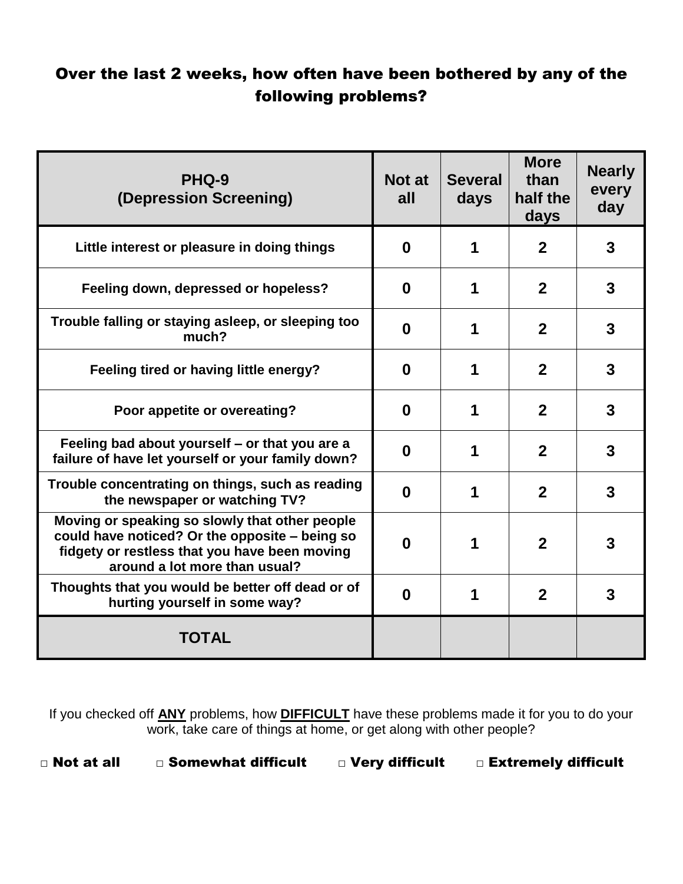## Over the last 2 weeks, how often have been bothered by any of the following problems?

| PHQ-9 (Depression Screening) | Not at all | Several days | More than half the days | Nearly every day |
|---|---|---|---|---|
| Little interest or pleasure in doing things | 0 | 1 | 2 | 3 |
| Feeling down, depressed or hopeless? | 0 | 1 | 2 | 3 |
| Trouble falling or staying asleep, or sleeping too much? | 0 | 1 | 2 | 3 |
| Feeling tired or having little energy? | 0 | 1 | 2 | 3 |
| Poor appetite or overeating? | 0 | 1 | 2 | 3 |
| Feeling bad about yourself – or that you are a failure of have let yourself or your family down? | 0 | 1 | 2 | 3 |
| Trouble concentrating on things, such as reading the newspaper or watching TV? | 0 | 1 | 2 | 3 |
| Moving or speaking so slowly that other people could have noticed? Or the opposite – being so fidgety or restless that you have been moving around a lot more than usual? | 0 | 1 | 2 | 3 |
| Thoughts that you would be better off dead or of hurting yourself in some way? | 0 | 1 | 2 | 3 |
| **TOTAL** | | | | |

If you checked off **ANY** problems, how **DIFFICULT** have these problems made it for you to do your work, take care of things at home, or get along with other people?

□ Not at all □ Somewhat difficult □ Very difficult □ Extremely difficult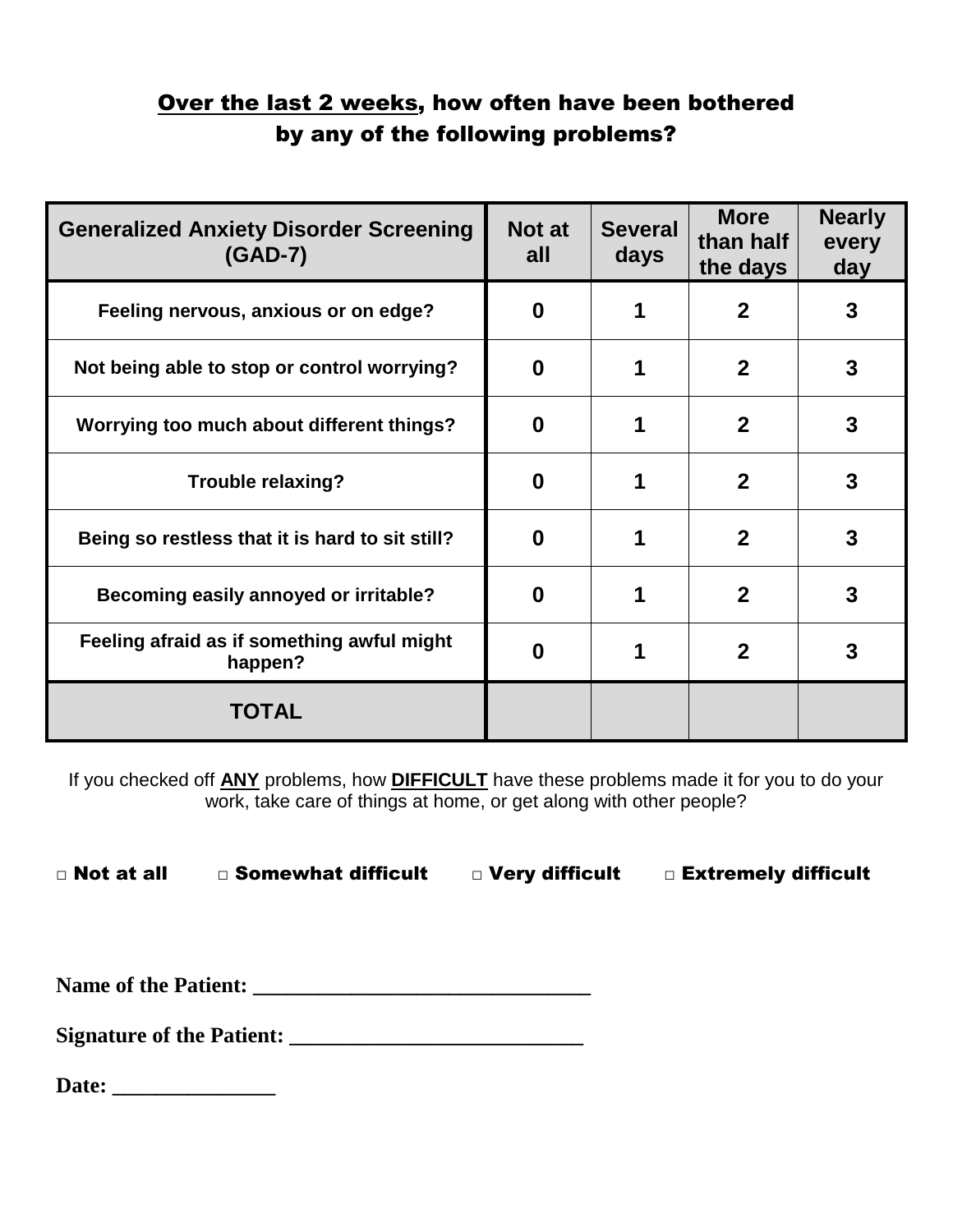## <u>Over the last 2 weeks</u>, how often have been bothered by any of the following problems?

| Generalized Anxiety Disorder Screening (GAD-7) | Not at all | Several days | More than half the days | Nearly every day |
|---|---|---|---|---|
| Feeling nervous, anxious or on edge? | 0 | 1 | 2 | 3 |
| Not being able to stop or control worrying? | 0 | 1 | 2 | 3 |
| Worrying too much about different things? | 0 | 1 | 2 | 3 |
| Trouble relaxing? | 0 | 1 | 2 | 3 |
| Being so restless that it is hard to sit still? | 0 | 1 | 2 | 3 |
| Becoming easily annoyed or irritable? | 0 | 1 | 2 | 3 |
| Feeling afraid as if something awful might happen? | 0 | 1 | 2 | 3 |
| **TOTAL** | | | | |

If you checked off **<u>ANY</u>** problems, how **<u>DIFFICULT</u>** have these problems made it for you to do your work, take care of things at home, or get along with other people?

□ **Not at all** □ **Somewhat difficult** □ **Very difficult** □ **Extremely difficult**

**Name of the Patient: ________________________________**

**Signature of the Patient: ___________________________**

**Date: _______________**